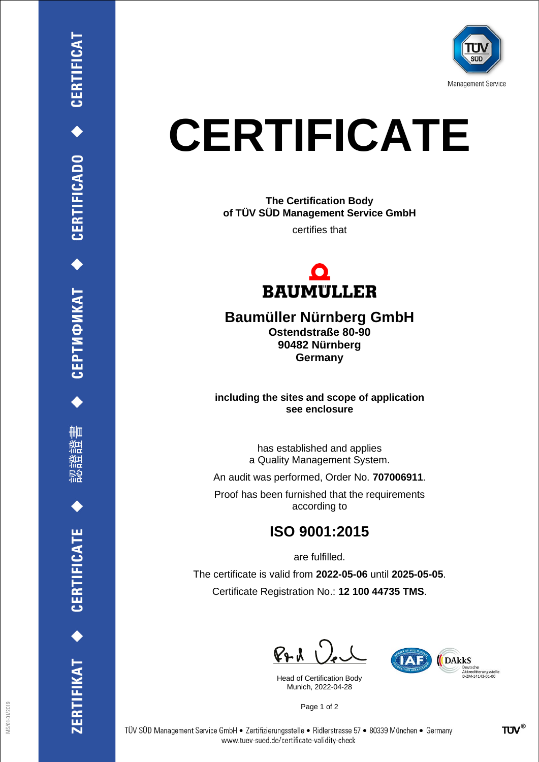TÜV SÜD Management Service

# CERTIFICATE

**The Certification Body**
**of TÜV SÜD Management Service GmbH**

certifies that

BAUMÜLLER

## Baumüller Nürnberg GmbH

**Ostendstraße 80-90**
**90482 Nürnberg**
**Germany**

**including the sites and scope of application**
**see enclosure**

has established and applies
a Quality Management System.

An audit was performed, Order No. **707006911**.

Proof has been furnished that the requirements
according to

## ISO 9001:2015

are fulfilled.

The certificate is valid from **2022-05-06** until **2025-05-05**.

Certificate Registration No.: **12 100 44735 TMS**.

Head of Certification Body
Munich, 2022-04-28

DAkkS Deutsche Akkreditierungsstelle D-ZM-14143-01-00

TÜV SÜD Management Service GmbH • Zertifizierungsstelle • Ridlerstrasse 57 • 80339 München • Germany
www.tuev-sued.de/certificate-validity-check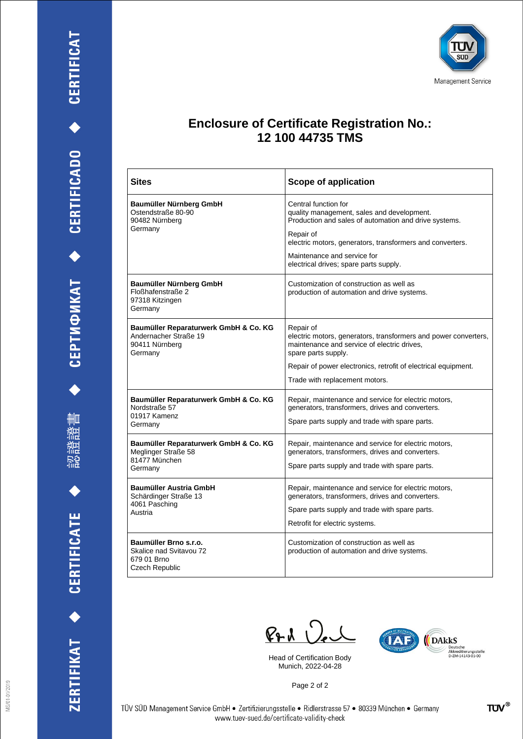TÜV SÜD Management Service

# Enclosure of Certificate Registration No.: 12 100 44735 TMS

| Sites | Scope of application |
|---|---|
| **Baumüller Nürnberg GmbH**<br>Ostendstraße 80-90<br>90482 Nürnberg<br>Germany | Central function for<br>quality management, sales and development.<br>Production and sales of automation and drive systems.<br><br>Repair of<br>electric motors, generators, transformers and converters.<br><br>Maintenance and service for<br>electrical drives; spare parts supply. |
| **Baumüller Nürnberg GmbH**<br>Floßhafenstraße 2<br>97318 Kitzingen<br>Germany | Customization of construction as well as<br>production of automation and drive systems. |
| **Baumüller Reparaturwerk GmbH & Co. KG**<br>Andernacher Straße 19<br>90411 Nürnberg<br>Germany | Repair of<br>electric motors, generators, transformers and power converters,<br>maintenance and service of electric drives,<br>spare parts supply.<br><br>Repair of power electronics, retrofit of electrical equipment.<br><br>Trade with replacement motors. |
| **Baumüller Reparaturwerk GmbH & Co. KG**<br>Nordstraße 57<br>01917 Kamenz<br>Germany | Repair, maintenance and service for electric motors,<br>generators, transformers, drives and converters.<br><br>Spare parts supply and trade with spare parts. |
| **Baumüller Reparaturwerk GmbH & Co. KG**<br>Meglinger Straße 58<br>81477 München<br>Germany | Repair, maintenance and service for electric motors,<br>generators, transformers, drives and converters.<br><br>Spare parts supply and trade with spare parts. |
| **Baumüller Austria GmbH**<br>Schärdinger Straße 13<br>4061 Pasching<br>Austria | Repair, maintenance and service for electric motors,<br>generators, transformers, drives and converters.<br><br>Spare parts supply and trade with spare parts.<br><br>Retrofit for electric systems. |
| **Baumüller Brno s.r.o.**<br>Skalice nad Svitavou 72<br>679 01 Brno<br>Czech Republic | Customization of construction as well as<br>production of automation and drive systems. |

Head of Certification Body
Munich, 2022-04-28

DAkkS Deutsche Akkreditierungsstelle D-ZM-14143-01-00

TÜV SÜD Management Service GmbH • Zertifizierungsstelle • Ridlerstrasse 57 • 80339 München • Germany
www.tuev-sued.de/certificate-validity-check